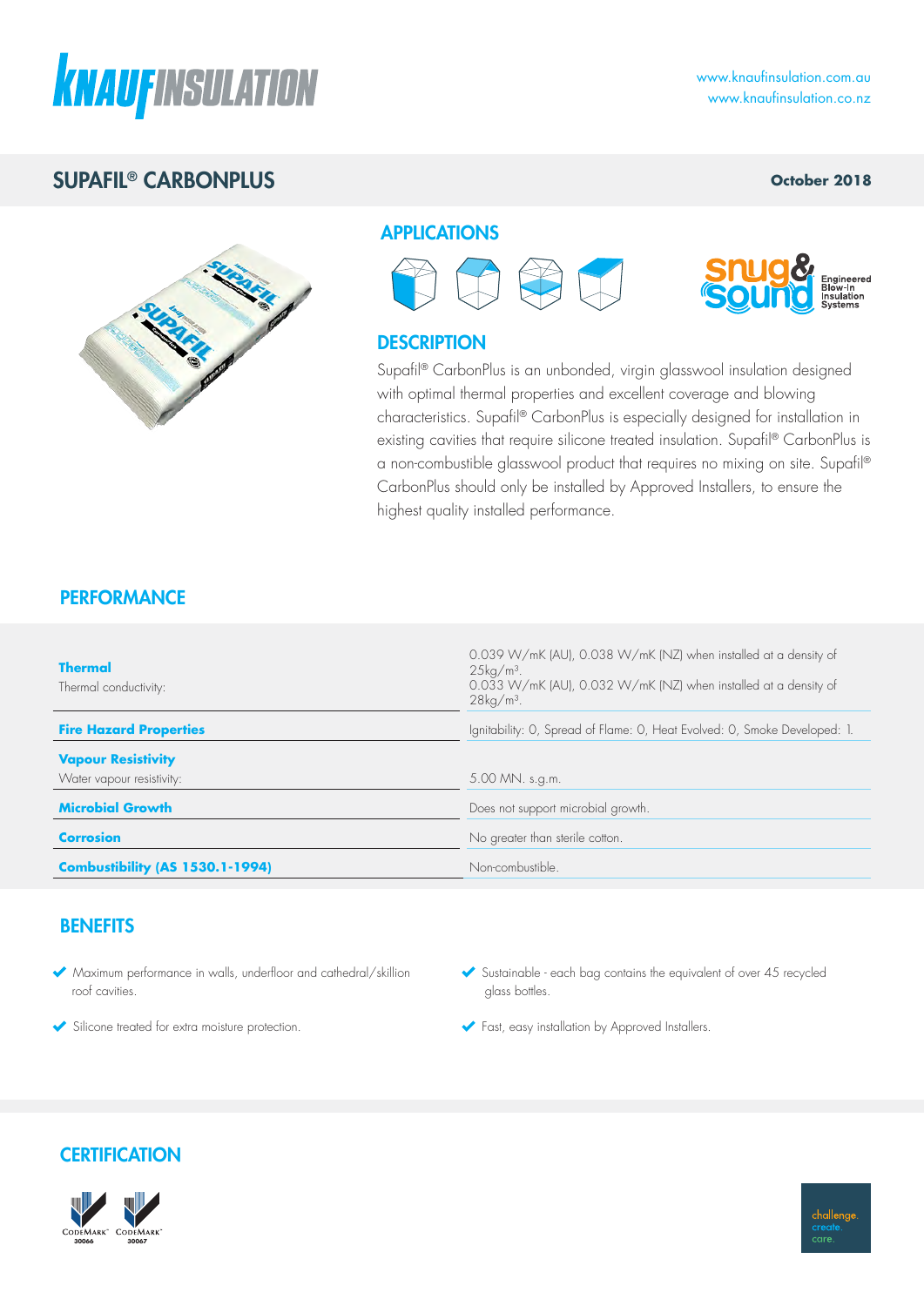KNAUF INSULATION

www.knaufinsulation.com.au
www.knaufinsulation.co.nz

# SUPAFIL® CARBONPLUS

**October 2018**

## APPLICATIONS

snug& sound Engineered Blow-In Insulation Systems

## DESCRIPTION

Supafil® CarbonPlus is an unbonded, virgin glasswool insulation designed with optimal thermal properties and excellent coverage and blowing characteristics. Supafil® CarbonPlus is especially designed for installation in existing cavities that require silicone treated insulation. Supafil® CarbonPlus is a non-combustible glasswool product that requires no mixing on site. Supafil® CarbonPlus should only be installed by Approved Installers, to ensure the highest quality installed performance.

## PERFORMANCE

| | |
|---|---|
| **Thermal**<br>Thermal conductivity: | 0.039 W/mK (AU), 0.038 W/mK (NZ) when installed at a density of 25kg/m³.<br>0.033 W/mK (AU), 0.032 W/mK (NZ) when installed at a density of 28kg/m³. |
| **Fire Hazard Properties** | Ignitability: 0, Spread of Flame: 0, Heat Evolved: 0, Smoke Developed: 1. |
| **Vapour Resistivity**<br>Water vapour resistivity: | 5.00 MN. s.g.m. |
| **Microbial Growth** | Does not support microbial growth. |
| **Corrosion** | No greater than sterile cotton. |
| **Combustibility (AS 1530.1-1994)** | Non-combustible. |

## BENEFITS

- Maximum performance in walls, underfloor and cathedral/skillion roof cavities.
- Silicone treated for extra moisture protection.
- Sustainable - each bag contains the equivalent of over 45 recycled glass bottles.
- Fast, easy installation by Approved Installers.

## CERTIFICATION

CodeMark 30066 CodeMark 30067

challenge. create. care.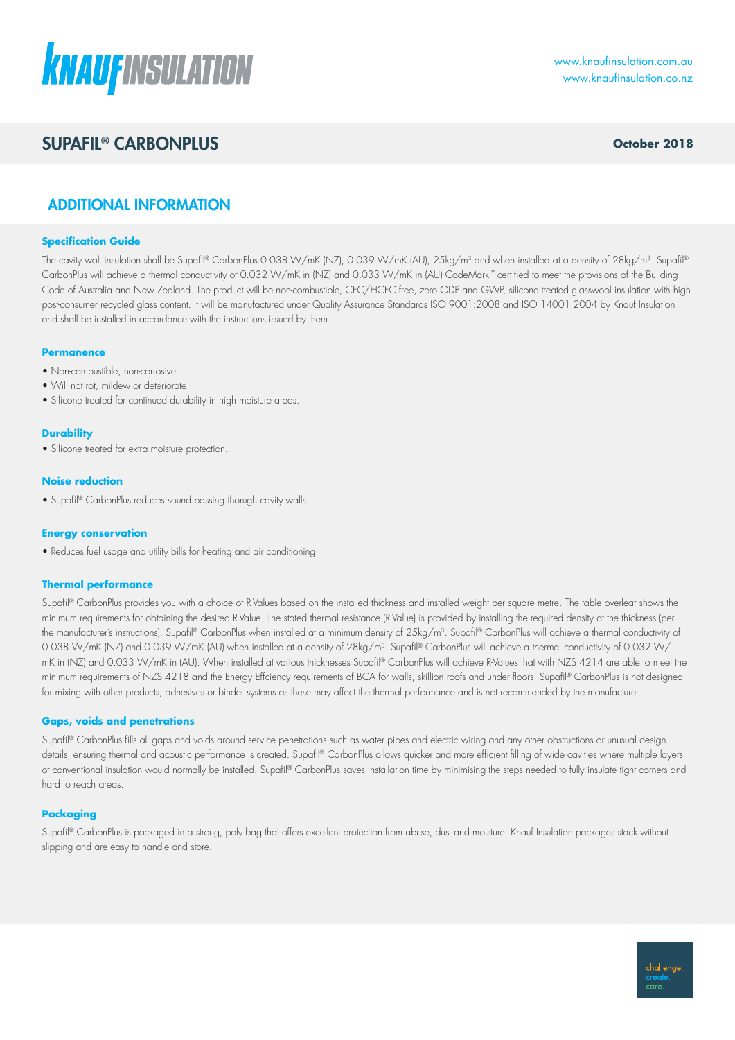# SUPAFIL® CARBONPLUS

**October 2018**

## ADDITIONAL INFORMATION

### Specification Guide

The cavity wall insulation shall be Supafil® CarbonPlus 0.038 W/mK (NZ), 0.039 W/mK (AU), 25kg/m³ and when installed at a density of 28kg/m³. Supafil® CarbonPlus will achieve a thermal conductivity of 0.032 W/mK in (NZ) and 0.033 W/mK in (AU) CodeMark™ certified to meet the provisions of the Building Code of Australia and New Zealand. The product will be non-combustible, CFC/HCFC free, zero ODP and GWP, silicone treated glasswool insulation with high post-consumer recycled glass content. It will be manufactured under Quality Assurance Standards ISO 9001:2008 and ISO 14001:2004 by Knauf Insulation and shall be installed in accordance with the instructions issued by them.

### Permanence

- Non-combustible, non-corrosive.
- Will not rot, mildew or deteriorate.
- Silicone treated for continued durability in high moisture areas.

### Durability

- Silicone treated for extra moisture protection.

### Noise reduction

- Supafil® CarbonPlus reduces sound passing thorugh cavity walls.

### Energy conservation

- Reduces fuel usage and utility bills for heating and air conditioning.

### Thermal performance

Supafil® CarbonPlus provides you with a choice of R-Values based on the installed thickness and installed weight per square metre. The table overleaf shows the minimum requirements for obtaining the desired R-Value. The stated thermal resistance (R-Value) is provided by installing the required density at the thickness (per the manufacturer's instructions). Supafil® CarbonPlus when installed at a minimum density of 25kg/m³. Supafil® CarbonPlus will achieve a thermal conductivity of 0.038 W/mK (NZ) and 0.039 W/mK (AU) when installed at a density of 28kg/m³. Supafil® CarbonPlus will achieve a thermal conductivity of 0.032 W/mK in (NZ) and 0.033 W/mK in (AU). When installed at various thicknesses Supafil® CarbonPlus will achieve R-Values that with NZS 4214 are able to meet the minimum requirements of NZS 4218 and the Energy Effciency requirements of BCA for walls, skillion roofs and under floors. Supafil® CarbonPlus is not designed for mixing with other products, adhesives or binder systems as these may affect the thermal performance and is not recommended by the manufacturer.

### Gaps, voids and penetrations

Supafil® CarbonPlus fills all gaps and voids around service penetrations such as water pipes and electric wiring and any other obstructions or unusual design details, ensuring thermal and acoustic performance is created. Supafil® CarbonPlus allows quicker and more efficient filling of wide cavities where multiple layers of conventional insulation would normally be installed. Supafil® CarbonPlus saves installation time by minimising the steps needed to fully insulate tight corners and hard to reach areas.

### Packaging

Supafil® CarbonPlus is packaged in a strong, poly bag that offers excellent protection from abuse, dust and moisture. Knauf Insulation packages stack without slipping and are easy to handle and store.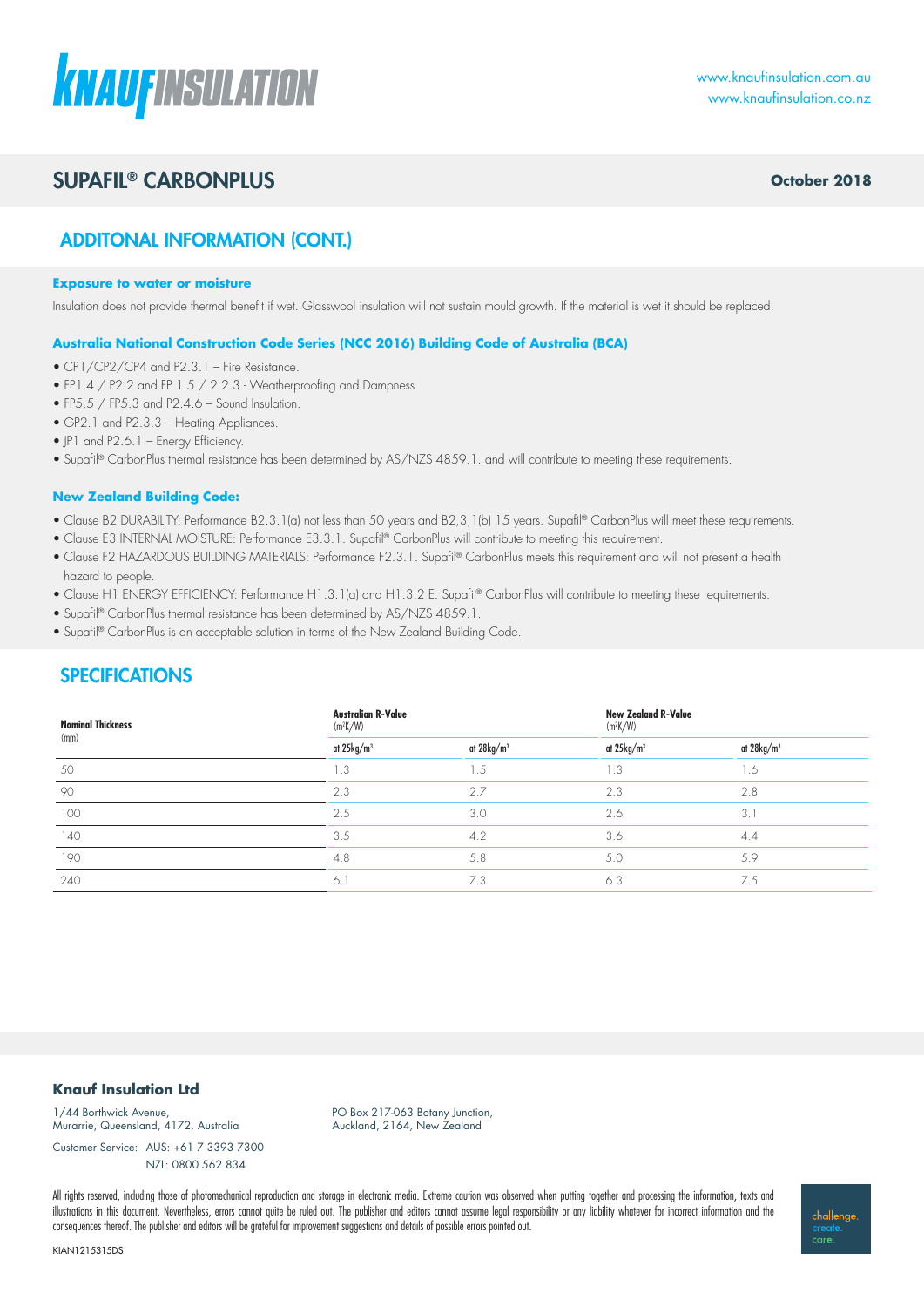# SUPAFIL® CARBONPLUS

**October 2018**

## ADDITONAL INFORMATION (CONT.)

### Exposure to water or moisture

Insulation does not provide thermal benefit if wet. Glasswool insulation will not sustain mould growth. If the material is wet it should be replaced.

### Australia National Construction Code Series (NCC 2016) Building Code of Australia (BCA)

- CP1/CP2/CP4 and P2.3.1 – Fire Resistance.
- FP1.4 / P2.2 and FP 1.5 / 2.2.3 - Weatherproofing and Dampness.
- FP5.5 / FP5.3 and P2.4.6 – Sound Insulation.
- GP2.1 and P2.3.3 – Heating Appliances.
- JP1 and P2.6.1 – Energy Efficiency.
- Supafil® CarbonPlus thermal resistance has been determined by AS/NZS 4859.1. and will contribute to meeting these requirements.

### New Zealand Building Code:

- Clause B2 DURABILITY: Performance B2.3.1(a) not less than 50 years and B2,3,1(b) 15 years. Supafil® CarbonPlus will meet these requirements.
- Clause E3 INTERNAL MOISTURE: Performance E3.3.1. Supafil® CarbonPlus will contribute to meeting this requirement.
- Clause F2 HAZARDOUS BUILDING MATERIALS: Performance F2.3.1. Supafil® CarbonPlus meets this requirement and will not present a health hazard to people.
- Clause H1 ENERGY EFFICIENCY: Performance H1.3.1(a) and H1.3.2 E. Supafil® CarbonPlus will contribute to meeting these requirements.
- Supafil® CarbonPlus thermal resistance has been determined by AS/NZS 4859.1.
- Supafil® CarbonPlus is an acceptable solution in terms of the New Zealand Building Code.

## SPECIFICATIONS

| **Nominal Thickness** (mm) | **Australian R-Value** ($m^2K/W$) | | **New Zealand R-Value** ($m^2K/W$) | |
|---|---|---|---|---|
| | at $25kg/m^3$ | at $28kg/m^3$ | at $25kg/m^3$ | at $28kg/m^3$ |
| 50 | 1.3 | 1.5 | 1.3 | 1.6 |
| 90 | 2.3 | 2.7 | 2.3 | 2.8 |
| 100 | 2.5 | 3.0 | 2.6 | 3.1 |
| 140 | 3.5 | 4.2 | 3.6 | 4.4 |
| 190 | 4.8 | 5.8 | 5.0 | 5.9 |
| 240 | 6.1 | 7.3 | 6.3 | 7.5 |

**Knauf Insulation Ltd**

1/44 Borthwick Avenue,
Murarrie, Queensland, 4172, Australia

PO Box 217-063 Botany Junction,
Auckland, 2164, New Zealand

Customer Service: AUS: +61 7 3393 7300
NZL: 0800 562 834

All rights reserved, including those of photomechanical reproduction and storage in electronic media. Extreme caution was observed when putting together and processing the information, texts and illustrations in this document. Nevertheless, errors cannot quite be ruled out. The publisher and editors cannot assume legal responsibility or any liability whatever for incorrect information and the consequences thereof. The publisher and editors will be grateful for improvement suggestions and details of possible errors pointed out.

KIAN1215315DS